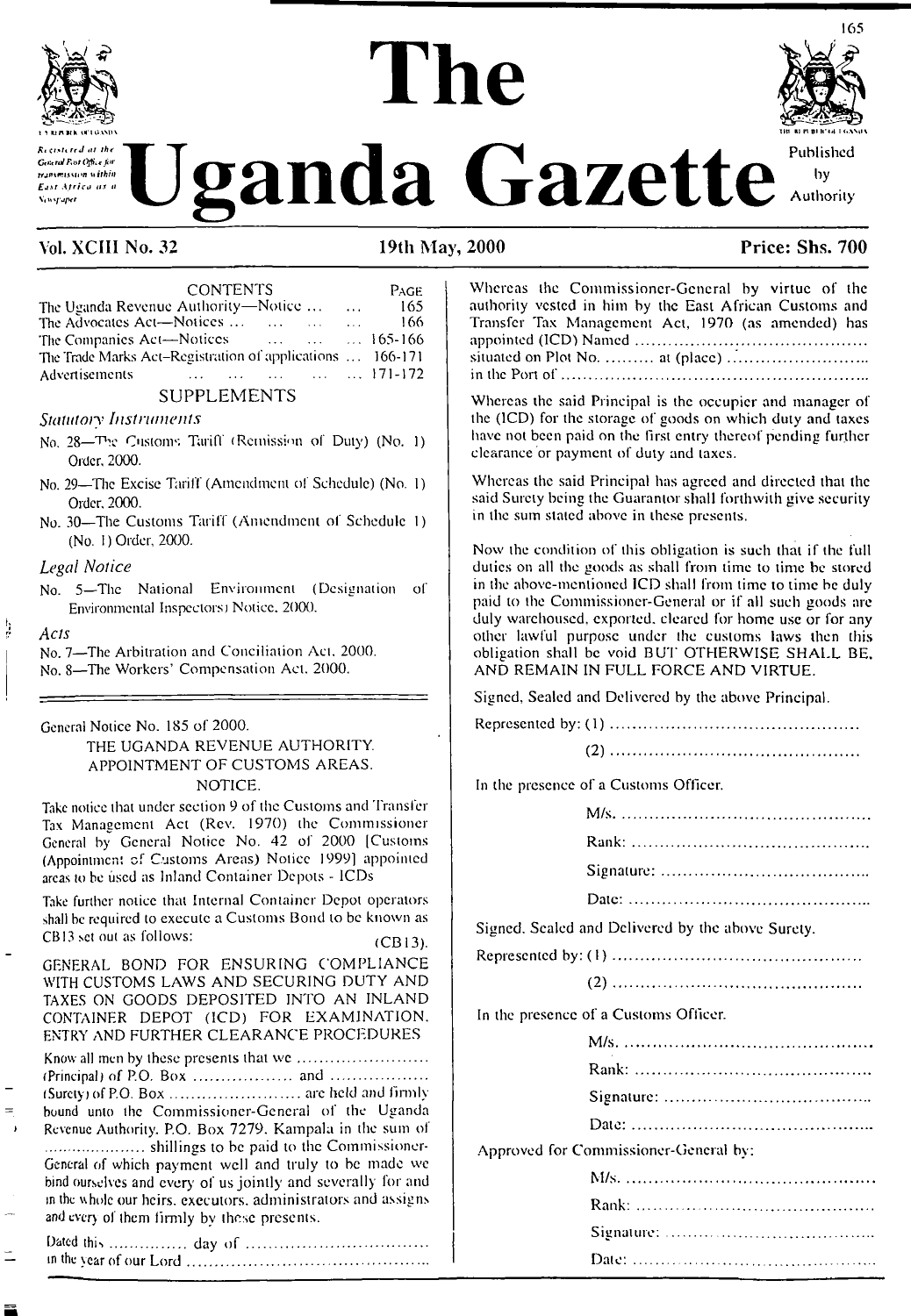# The Uganda Gazette

Registered at the General Post Office for transmission within East Africa as a Newspaper

Published by Authority

**Vol. XCIII No. 32** | **19th May, 2000** | **Price: Shs. 700**

## CONTENTS

| | PAGE |
|---|---|
| The Uganda Revenue Authority—Notice ... ... | 165 |
| The Advocates Act—Notices ... ... ... ... | 166 |
| The Companies Act—Notices ... ... ... | 165-166 |
| The Trade Marks Act–Registration of applications ... | 166-171 |
| Advertisements ... ... ... ... ... | 171-172 |

### SUPPLEMENTS

*Statutory Instruments*

No. 28—The Customs Tariff (Remission of Duty) (No. 1) Order, 2000.

No. 29—The Excise Tariff (Amendment of Schedule) (No. 1) Order, 2000.

No. 30—The Customs Tariff (Amendment of Schedule 1) (No. 1) Order, 2000.

*Legal Notice*

No. 5—The National Environment (Designation of Environmental Inspectors) Notice, 2000.

*Acts*

No. 7—The Arbitration and Conciliation Act, 2000.

No. 8—The Workers' Compensation Act, 2000.

---

General Notice No. 185 of 2000.

THE UGANDA REVENUE AUTHORITY.
APPOINTMENT OF CUSTOMS AREAS.
NOTICE.

Take notice that under section 9 of the Customs and Transfer Tax Management Act (Rev. 1970) the Commissioner General by General Notice No. 42 of 2000 [Customs (Appointment of Customs Areas) Notice 1999] appointed areas to be used as Inland Container Depots - ICDs

Take further notice that Internal Container Depot operators shall be required to execute a Customs Bond to be known as CB13 set out as follows:

(CB13).

GENERAL BOND FOR ENSURING COMPLIANCE WITH CUSTOMS LAWS AND SECURING DUTY AND TAXES ON GOODS DEPOSITED INTO AN INLAND CONTAINER DEPOT (ICD) FOR EXAMINATION, ENTRY AND FURTHER CLEARANCE PROCEDURES

Know all men by these presents that we ........................ (Principal) of P.O. Box .................. and .................. (Surety) of P.O. Box ........................ are held and firmly bound unto the Commissioner-General of the Uganda Revenue Authority, P.O. Box 7279, Kampala in the sum of .................... shillings to be paid to the Commissioner-General of which payment well and truly to be made we bind ourselves and every of us jointly and severally for and in the whole our heirs, executors, administrators and assigns and every of them firmly by these presents.

Dated this .............. day of ................................ in the year of our Lord ..........................................

Whereas the Commissioner-General by virtue of the authority vested in him by the East African Customs and Transfer Tax Management Act, 1970 (as amended) has appointed (ICD) Named ........................................ situated on Plot No. ......... at (place) ........................ in the Port of ......................................................

Whereas the said Principal is the occupier and manager of the (ICD) for the storage of goods on which duty and taxes have not been paid on the first entry thereof pending further clearance or payment of duty and taxes.

Whereas the said Principal has agreed and directed that the said Surety being the Guarantor shall forthwith give security in the sum stated above in these presents.

Now the condition of this obligation is such that if the full duties on all the goods as shall from time to time be stored in the above-mentioned ICD shall from time to time be duly paid to the Commissioner-General or if all such goods are duly warehoused, exported, cleared for home use or for any other lawful purpose under the customs laws then this obligation shall be void BUT OTHERWISE SHALL BE, AND REMAIN IN FULL FORCE AND VIRTUE.

Signed, Sealed and Delivered by the above Principal.

Represented by: (1) ............................................

(2) ............................................

In the presence of a Customs Officer.

M/s. ............................................

Rank: ..........................................

Signature: ....................................

Date: ..........................................

Signed, Sealed and Delivered by the above Surety.

Represented by: (1) ............................................

(2) ............................................

In the presence of a Customs Officer.

M/s. ............................................

Rank: ..........................................

Signature: ....................................

Date: ..........................................

Approved for Commissioner-General by:

M/s. ............................................

Rank: ..........................................

Signature: ....................................

Date: ..........................................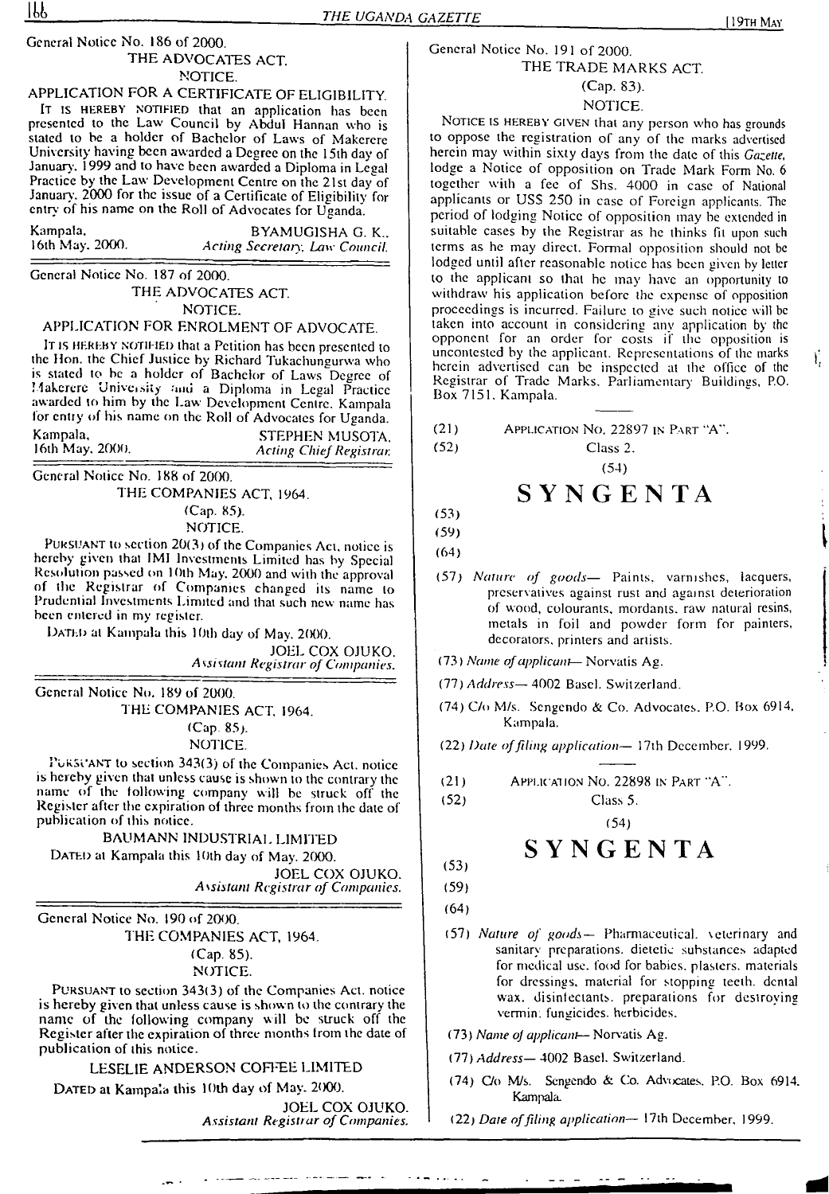General Notice No. 186 of 2000.

THE ADVOCATES ACT.

NOTICE.

APPLICATION FOR A CERTIFICATE OF ELIGIBILITY.

It is hereby notified that an application has been presented to the Law Council by Abdul Hannan who is stated to be a holder of Bachelor of Laws of Makerere University having been awarded a Degree on the 15th day of January, 1999 and to have been awarded a Diploma in Legal Practice by the Law Development Centre on the 21st day of January, 2000 for the issue of a Certificate of Eligibility for entry of his name on the Roll of Advocates for Uganda.

Kampala,
16th May, 2000.

BYAMUGISHA G. K.,
*Acting Secretary, Law Council.*

---

General Notice No. 187 of 2000.

THE ADVOCATES ACT.

NOTICE.

APPLICATION FOR ENROLMENT OF ADVOCATE.

It is hereby notified that a Petition has been presented to the Hon. the Chief Justice by Richard Tukachungurwa who is stated to be a holder of Bachelor of Laws Degree of Makerere University and a Diploma in Legal Practice awarded to him by the Law Development Centre, Kampala for entry of his name on the Roll of Advocates for Uganda.

Kampala,
16th May, 2000.

STEPHEN MUSOTA,
*Acting Chief Registrar.*

---

General Notice No. 188 of 2000.

THE COMPANIES ACT, 1964.

(Cap. 85).

NOTICE.

Pursuant to section 20(3) of the Companies Act, notice is hereby given that IMI Investments Limited has by Special Resolution passed on 10th May, 2000 and with the approval of the Registrar of Companies changed its name to Prudential Investments Limited and that such new name has been entered in my register.

Dated at Kampala this 10th day of May, 2000.

JOEL COX OJUKO,
*Assistant Registrar of Companies.*

---

General Notice No. 189 of 2000.

THE COMPANIES ACT, 1964.

(Cap. 85).

NOTICE.

Pursuant to section 343(3) of the Companies Act, notice is hereby given that unless cause is shown to the contrary the name of the following company will be struck off the Register after the expiration of three months from the date of publication of this notice.

BAUMANN INDUSTRIAL LIMITED

Dated at Kampala this 10th day of May, 2000.

JOEL COX OJUKO,
*Assistant Registrar of Companies.*

---

General Notice No. 190 of 2000.

THE COMPANIES ACT, 1964.

(Cap. 85).

NOTICE.

Pursuant to section 343(3) of the Companies Act, notice is hereby given that unless cause is shown to the contrary the name of the following company will be struck off the Register after the expiration of three months from the date of publication of this notice.

LESELIE ANDERSON COFFEE LIMITED

Dated at Kampala this 10th day of May, 2000.

JOEL COX OJUKO,
*Assistant Registrar of Companies.*

---

General Notice No. 191 of 2000.

THE TRADE MARKS ACT.

(Cap. 83).

NOTICE.

Notice is hereby given that any person who has grounds to oppose the registration of any of the marks advertised herein may within sixty days from the date of this *Gazette*, lodge a Notice of opposition on Trade Mark Form No. 6 together with a fee of Shs. 4000 in case of National applicants or US$ 250 in case of Foreign applicants. The period of lodging Notice of opposition may be extended in suitable cases by the Registrar as he thinks fit upon such terms as he may direct. Formal opposition should not be lodged until after reasonable notice has been given by letter to the applicant so that he may have an opportunity to withdraw his application before the expense of opposition proceedings is incurred. Failure to give such notice will be taken into account in considering any application by the opponent for an order for costs if the opposition is uncontested by the applicant. Representations of the marks herein advertised can be inspected at the office of the Registrar of Trade Marks, Parliamentary Buildings, P.O. Box 7151, Kampala.

---

(21) Application No. 22897 in Part "A".

(52) Class 2.

(54)

**SYNGENTA**

(53)

(59)

(64)

(57) *Nature of goods*— Paints, varnishes, lacquers, preservatives against rust and against deterioration of wood, colourants, mordants, raw natural resins, metals in foil and powder form for painters, decorators, printers and artists.

(73) *Name of applicant*— Norvatis Ag.

(77) *Address*— 4002 Basel, Switzerland.

(74) C/o M/s. Sengendo & Co. Advocates, P.O. Box 6914, Kampala.

(22) *Date of filing application*— 17th December, 1999.

---

(21) Application No. 22898 in Part "A".

(52) Class 5.

(54)

**SYNGENTA**

(53)

(59)

(64)

(57) *Nature of goods*— Pharmaceutical, veterinary and sanitary preparations, dietetic substances adapted for medical use, food for babies, plasters, materials for dressings, material for stopping teeth, dental wax, disinfectants, preparations for destroying vermin; fungicides, herbicides.

(73) *Name of applicant*— Norvatis Ag.

(77) *Address*— 4002 Basel, Switzerland.

(74) C/o M/s. Sengendo & Co. Advocates, P.O. Box 6914, Kampala.

(22) *Date of filing application*— 17th December, 1999.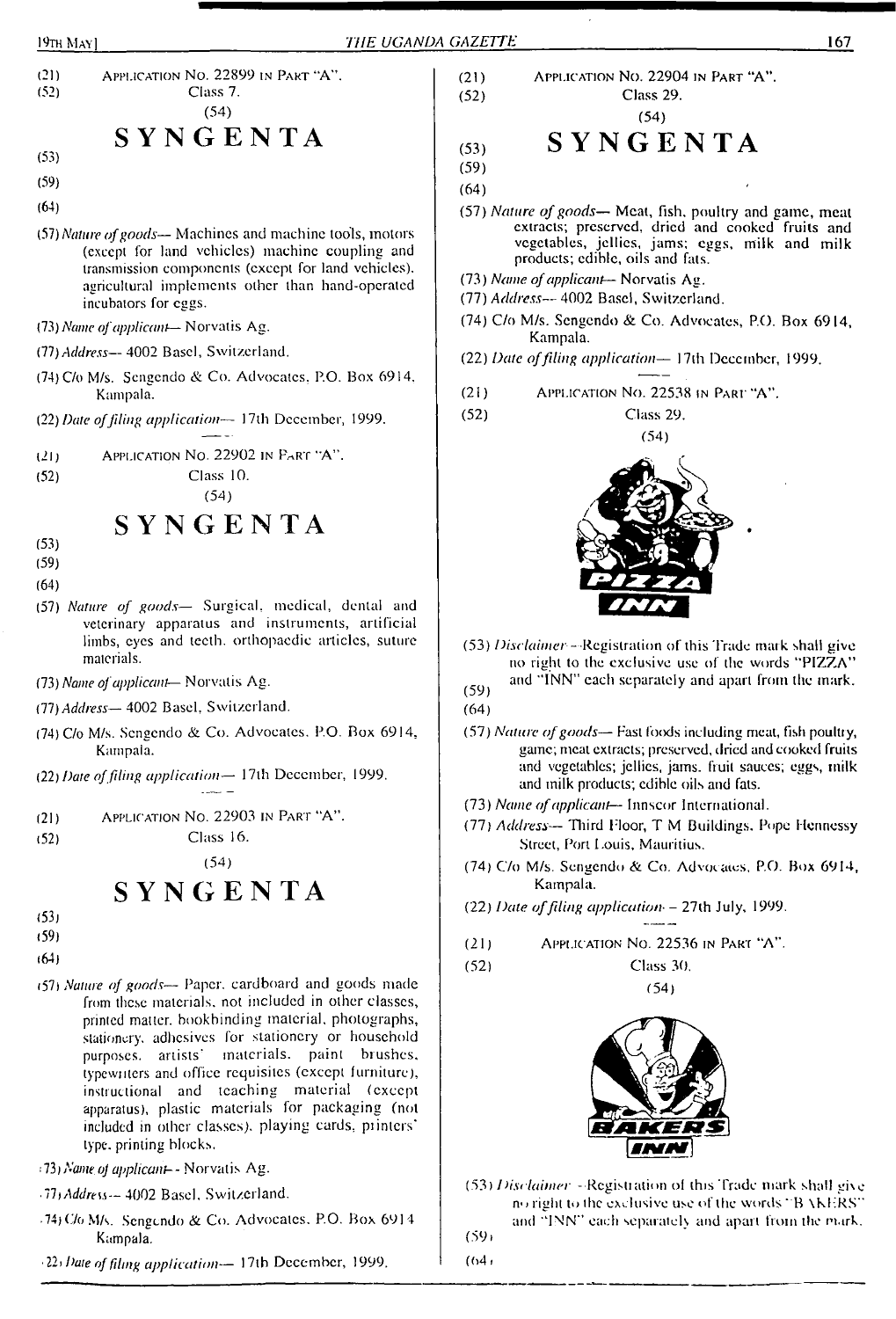(21) APPLICATION No. 22899 IN PART "A".

(52) Class 7.

(54)

# SYNGENTA

(53)

(59)

(64)

(57) *Nature of goods*— Machines and machine tools, motors (except for land vehicles) machine coupling and transmission components (except for land vehicles). agricultural implements other than hand-operated incubators for eggs.

(73) *Name of applicant*— Norvatis Ag.

(77) *Address*— 4002 Basel, Switzerland.

(74) C/o M/s. Sengendo & Co. Advocates, P.O. Box 6914, Kampala.

(22) *Date of filing application*— 17th December, 1999.

---

(21) APPLICATION No. 22902 IN PART "A".

(52) Class 10.

(54)

# SYNGENTA

(53)

(59)

(64)

(57) *Nature of goods*— Surgical, medical, dental and veterinary apparatus and instruments, artificial limbs, eyes and teeth. orthopaedic articles, suture materials.

(73) *Name of applicant*— Norvatis Ag.

(77) *Address*— 4002 Basel, Switzerland.

(74) C/o M/s. Sengendo & Co. Advocates. P.O. Box 6914, Kampala.

(22) *Date of filing application*— 17th December, 1999.

---

(21) APPLICATION No. 22903 IN PART "A".

(52) Class 16.

(54)

# SYNGENTA

(53)

(59)

(64)

(57) *Nature of goods*— Paper. cardboard and goods made from these materials, not included in other classes, printed matter. bookbinding material, photographs, stationery, adhesives for stationery or household purposes. artists' materials. paint brushes, typewriters and office requisites (except furniture), instructional and teaching material (except apparatus), plastic materials for packaging (not included in other classes), playing cards, printers' type, printing blocks.

(73) *Name of applicant*— Norvatis Ag.

(77) *Address*— 4002 Basel, Switzerland.

(74) C/o M/s. Sengendo & Co. Advocates. P.O. Box 6914 Kampala.

(22) *Date of filing application*— 17th December, 1999.

---

(21) APPLICATION No. 22904 IN PART "A".

(52) Class 29.

(54)

(53) 

# SYNGENTA

(59)

(64)

(57) *Nature of goods*— Meat, fish, poultry and game, meat extracts; preserved, dried and cooked fruits and vegetables, jellies, jams; eggs, milk and milk products; edible, oils and fats.

(73) *Name of applicant*— Norvatis Ag.

(77) *Address*— 4002 Basel, Switzerland.

(74) C/o M/s. Sengendo & Co. Advocates, P.O. Box 6914, Kampala.

(22) *Date of filing application*— 17th December, 1999.

---

(21) APPLICATION No. 22538 IN PART "A".

(52) Class 29.

(54)

PIZZA INN

(53) *Disclaimer*—Registration of this Trade mark shall give no right to the exclusive use of the words "PIZZA" and "INN" each separately and apart from the mark.

(59)

(64)

(57) *Nature of goods*— Fast foods including meat, fish poultry, game; meat extracts; preserved, dried and cooked fruits and vegetables; jellies, jams. fruit sauces; eggs, milk and milk products; edible oils and fats.

(73) *Name of applicant*— Innscor International.

(77) *Address*— Third Floor, T M Buildings. Pope Hennessy Street, Port Louis, Mauritius.

(74) C/o M/s. Sengendo & Co. Advocates, P.O. Box 6914, Kampala.

(22) *Date of filing application*— 27th July, 1999.

---

(21) APPLICATION No. 22536 IN PART "A".

(52) Class 30.

(54)

BAKERS INN

(53) *Disclaimer*—Registration of this Trade mark shall give no right to the exclusive use of the words "BAKERS" and "INN" each separately and apart from the mark.

(59)

(64)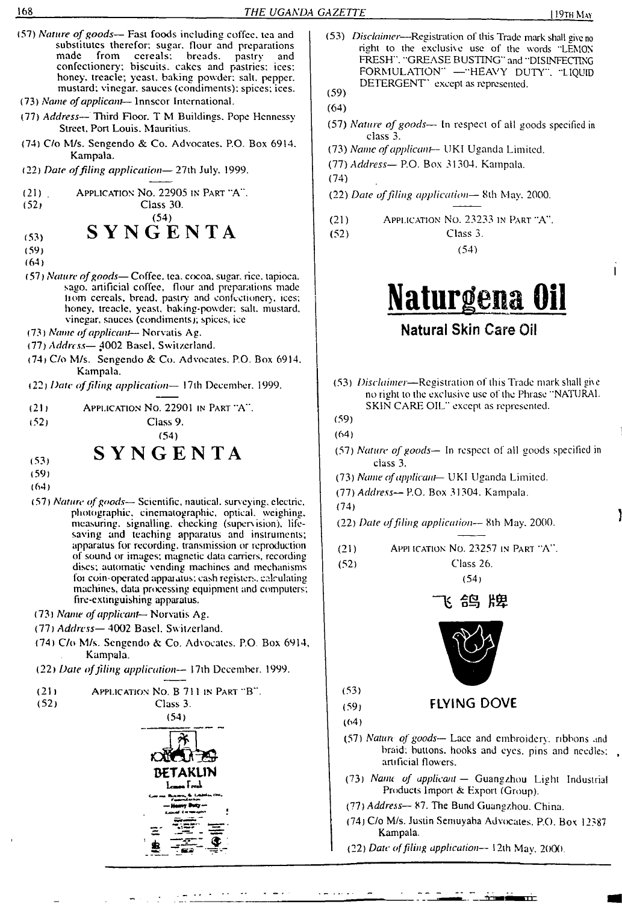(57) *Nature of goods*— Fast foods including coffee, tea and substitutes therefor; sugar, flour and preparations made from cereals; breads, pastry and confectionery; biscuits, cakes and pastries; ices; honey, treacle; yeast, baking powder; salt, pepper, mustard; vinegar, sauces (condiments); spices; ices.

(73) *Name of applicant*— Innscor International.

(77) *Address*— Third Floor, T M Buildings, Pope Hennessy Street, Port Louis, Mauritius.

(74) C/o M/s. Sengendo & Co. Advocates, P.O. Box 6914, Kampala.

(22) *Date of filing application*— 27th July, 1999.

---

(21) APPLICATION NO. 22905 IN PART "A".

(52) Class 30.

(54)

(53) **SYNGENTA**

(59)

(64)

(57) *Nature of goods*— Coffee, tea, cocoa, sugar, rice, tapioca, sago, artificial coffee, flour and preparations made from cereals, bread, pastry and confectionery, ices; honey, treacle, yeast, baking-powder; salt, mustard, vinegar, sauces (condiments); spices, ice

(73) *Name of applicant*— Norvatis Ag.

(77) *Address*— 4002 Basel, Switzerland.

(74) C/o M/s. Sengendo & Co. Advocates, P.O. Box 6914, Kampala.

(22) *Date of filing application*— 17th December, 1999.

---

(21) APPLICATION NO. 22901 IN PART "A".

(52) Class 9.

(54)

(53) **SYNGENTA**

(59)

(64)

(57) *Nature of goods*— Scientific, nautical, surveying, electric, photographic, cinematographic, optical, weighing, measuring, signalling, checking (supervision), life-saving and teaching apparatus and instruments; apparatus for recording, transmission or reproduction of sound or images; magnetic data carriers, recording discs; automatic vending machines and mechanisms for coin-operated apparatus; cash registers, calculating machines, data processing equipment and computers; fire-extinguishing apparatus.

(73) *Name of applicant*— Norvatis Ag.

(77) *Address*— 4002 Basel, Switzerland.

(74) C/o M/s. Sengendo & Co. Advocates, P.O. Box 6914, Kampala.

(22) *Date of filing application*— 17th December, 1999.

---

(21) APPLICATION NO. B 711 IN PART "B".

(52) Class 3.

(54)

BETAKLIN

Lemon Fresh

(53) *Disclaimer*—Registration of this Trade mark shall give no right to the exclusive use of the words "LEMON FRESH", "GREASE BUSTING" and "DISINFECTING FORMULATION" —"HEAVY DUTY", "LIQUID DETERGENT" except as represented.

(59)

(64)

(57) *Nature of goods*— In respect of all goods specified in class 3.

(73) *Name of applicant*— UKI Uganda Limited.

(77) *Address*— P.O. Box 31304, Kampala.

(74)

(22) *Date of filing application*— 8th May, 2000.

---

(21) APPLICATION NO. 23233 IN PART "A".

(52) Class 3.

(54)

**Naturgena Oil**

**Natural Skin Care Oil**

(53) *Disclaimer*—Registration of this Trade mark shall give no right to the exclusive use of the Phrase "NATURAL SKIN CARE OIL" except as represented.

(59)

(64)

(57) *Nature of goods*— In respect of all goods specified in class 3.

(73) *Name of applicant*— UKI Uganda Limited.

(77) *Address*— P.O. Box 31304, Kampala.

(74)

(22) *Date of filing application*— 8th May, 2000.

---

(21) APPLICATION NO. 23257 IN PART "A".

(52) Class 26.

(54)

飞鸽牌

(53)

(59) **FLYING DOVE**

(64)

(57) *Nature of goods*— Lace and embroidery, ribbons and braid; buttons, hooks and eyes, pins and needles; artificial flowers.

(73) *Name of applicant* — Guangzhou Light Industrial Products Import & Export (Group).

(77) *Address*— 87, The Bund Guangzhou, China.

(74) C/o M/s. Justin Semuyaba Advocates, P.O. Box 12387 Kampala.

(22) *Date of filing application*— 12th May, 2000.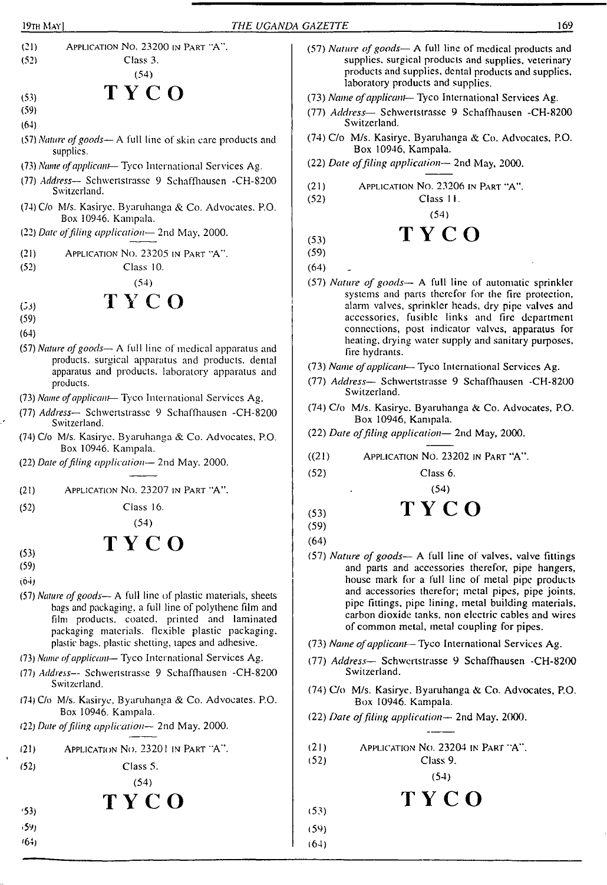(21) Application No. 23200 in Part "A".

(52) Class 3.

(54)

(53) **TYCO**

(59)

(64)

(57) *Nature of goods*— A full line of skin care products and supplies.

(73) *Name of applicant*— Tyco International Services Ag.

(77) *Address*— Schwertstrasse 9 Schaffhausen -CH-8200 Switzerland.

(74) C/o M/s. Kasirye, Byaruhanga & Co. Advocates, P.O. Box 10946, Kampala.

(22) *Date of filing application*— 2nd May, 2000.

---

(21) Application No. 23205 in Part "A".

(52) Class 10.

(54)

(53) **TYCO**

(59)

(64)

(57) *Nature of goods*— A full line of medical apparatus and products, surgical apparatus and products, dental apparatus and products, laboratory apparatus and products.

(73) *Name of applicant*— Tyco International Services Ag.

(77) *Address*— Schwertstrasse 9 Schaffhausen -CH-8200 Switzerland.

(74) C/o M/s. Kasirye, Byaruhanga & Co. Advocates, P.O. Box 10946, Kampala.

(22) *Date of filing application*— 2nd May, 2000.

---

(21) Application No. 23207 in Part "A".

(52) Class 16.

(54)

(53) **TYCO**

(59)

(64)

(57) *Nature of goods*— A full line of plastic materials, sheets bags and packaging, a full line of polythene film and film products, coated, printed and laminated packaging materials, flexible plastic packaging, plastic bags, plastic shetting, tapes and adhesive.

(73) *Name of applicant*— Tyco International Services Ag.

(77) *Address*— Schwertstrasse 9 Schaffhausen -CH-8200 Switzerland.

(74) C/o M/s. Kasirye, Byaruhanga & Co. Advocates, P.O. Box 10946, Kampala.

(22) *Date of filing application*— 2nd May, 2000.

---

(21) Application No. 23201 in Part "A".

(52) Class 5.

(54)

(53) **TYCO**

(59)

(64)

(57) *Nature of goods*— A full line of medical products and supplies, surgical products and supplies, veterinary products and supplies, dental products and supplies, laboratory products and supplies.

(73) *Name of applicant*— Tyco International Services Ag.

(77) *Address*— Schwertstrasse 9 Schaffhausen -CH-8200 Switzerland.

(74) C/o M/s. Kasirye, Byaruhanga & Co. Advocates, P.O. Box 10946, Kampala.

(22) *Date of filing application*— 2nd May, 2000.

---

(21) Application No. 23206 in Part "A".

(52) Class 11.

(54)

(53) **TYCO**

(59)

(64)

(57) *Nature of goods*— A full line of automatic sprinkler systems and parts therefor for the fire protection, alarm valves, sprinkler heads, dry pipe valves and accessories, fusible links and fire department connections, post indicator valves, apparatus for heating, drying water supply and sanitary purposes, fire hydrants.

(73) *Name of applicant*— Tyco International Services Ag.

(77) *Address*— Schwertstrasse 9 Schaffhausen -CH-8200 Switzerland.

(74) C/o M/s. Kasirye, Byaruhanga & Co. Advocates, P.O. Box 10946, Kampala.

(22) *Date of filing application*— 2nd May, 2000.

---

((21) Application No. 23202 in Part "A".

(52) Class 6.

(54)

(53) **TYCO**

(59)

(64)

(57) *Nature of goods*— A full line of valves, valve fittings and parts and accessories therefor, pipe hangers, house mark for a full line of metal pipe products and accessories therefor; metal pipes, pipe joints, pipe fittings, pipe lining, metal building materials, carbon dioxide tanks, non electric cables and wires of common metal, metal coupling for pipes.

(73) *Name of applicant*— Tyco International Services Ag.

(77) *Address*— Schwertstrasse 9 Schaffhausen -CH-8200 Switzerland.

(74) C/o M/s. Kasirye, Byaruhanga & Co. Advocates, P.O. Box 10946, Kampala.

(22) *Date of filing application*— 2nd May, 2000.

---

(21) Application No. 23204 in Part "A".

(52) Class 9.

(54)

(53) **TYCO**

(59)

(64)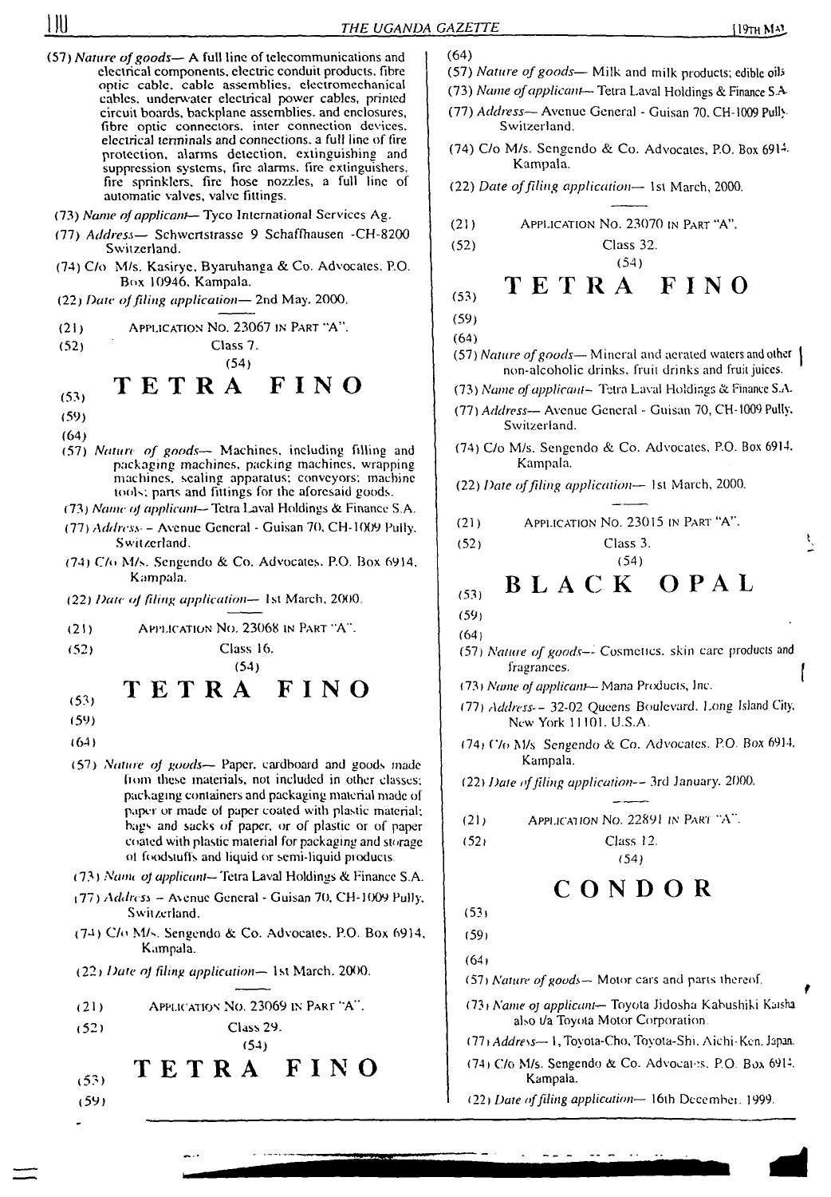(57) *Nature of goods*— A full line of telecommunications and electrical components, electric conduit products, fibre optic cable, cable assemblies, electromechanical cables, underwater electrical power cables, printed circuit boards, backplane assemblies, and enclosures, fibre optic connectors, inter connection devices, electrical terminals and connections, a full line of fire protection, alarms detection, extinguishing and suppression systems, fire alarms, fire extinguishers, fire sprinklers, fire hose nozzles, a full line of automatic valves, valve fittings.

(73) *Name of applicant*— Tyco International Services Ag.

(77) *Address*— Schwertstrasse 9 Schaffhausen -CH-8200 Switzerland.

(74) C/o M/s. Kasirye, Byaruhanga & Co. Advocates, P.O. Box 10946, Kampala.

(22) *Date of filing application*— 2nd May, 2000.

---

(21) APPLICATION NO. 23067 IN PART "A".

(52) Class 7.

(54)

(53) **TETRA FINO**

(59)

(64)

(57) *Nature of goods*— Machines, including filling and packaging machines, packing machines, wrapping machines, sealing apparatus; conveyors; machine tools; parts and fittings for the aforesaid goods.

(73) *Name of applicant*— Tetra Laval Holdings & Finance S.A.

(77) *Address*— Avenue General - Guisan 70, CH-1009 Pully, Switzerland.

(74) C/o M/s. Sengendo & Co. Advocates, P.O. Box 6914, Kampala.

(22) *Date of filing application*— 1st March, 2000.

---

(21) APPLICATION NO. 23068 IN PART "A".

(52) Class 16.

(54)

(53) **TETRA FINO**

(59)

(64)

(57) *Nature of goods*— Paper, cardboard and goods made from these materials, not included in other classes; packaging containers and packaging material made of paper or made of paper coated with plastic material; bags and sacks of paper, or of plastic or of paper coated with plastic material for packaging and storage of foodstuffs and liquid or semi-liquid products.

(73) *Name of applicant*— Tetra Laval Holdings & Finance S.A.

(77) *Address*— Avenue General - Guisan 70, CH-1009 Pully, Switzerland.

(74) C/o M/s. Sengendo & Co. Advocates, P.O. Box 6914, Kampala.

(22) *Date of filing application*— 1st March, 2000.

---

(21) APPLICATION NO. 23069 IN PART "A".

(52) Class 29.

(54)

(53) **TETRA FINO**

(59)

(64)

(57) *Nature of goods*— Milk and milk products; edible oils

(73) *Name of applicant*— Tetra Laval Holdings & Finance S.A.

(77) *Address*— Avenue General - Guisan 70, CH-1009 Pully, Switzerland.

(74) C/o M/s. Sengendo & Co. Advocates, P.O. Box 6914, Kampala.

(22) *Date of filing application*— 1st March, 2000.

---

(21) APPLICATION NO. 23070 IN PART "A".

(52) Class 32.

(54)

(53) **TETRA FINO**

(59)

(64)

(57) *Nature of goods*— Mineral and aerated waters and other non-alcoholic drinks, fruit drinks and fruit juices.

(73) *Name of applicant*— Tetra Laval Holdings & Finance S.A.

(77) *Address*— Avenue General - Guisan 70, CH-1009 Pully, Switzerland.

(74) C/o M/s. Sengendo & Co. Advocates, P.O. Box 6914, Kampala.

(22) *Date of filing application*— 1st March, 2000.

---

(21) APPLICATION NO. 23015 IN PART "A".

(52) Class 3.

(54)

(53) **BLACK OPAL**

(59)

(64)

(57) *Nature of goods*— Cosmetics, skin care products and fragrances.

(73) *Name of applicant*— Mana Products, Inc.

(77) *Address*— 32-02 Queens Boulevard, Long Island City, New York 11101, U.S.A.

(74) C/o M/s Sengendo & Co. Advocates, P.O. Box 6914, Kampala.

(22) *Date of filing application*— 3rd January, 2000.

---

(21) APPLICATION NO. 22891 IN PART "A".

(52) Class 12.

(54)

**CONDOR**

(53)

(59)

(64)

(57) *Nature of goods*— Motor cars and parts thereof.

(73) *Name of applicant*— Toyota Jidosha Kabushiki Kaisha also t/a Toyota Motor Corporation.

(77) *Address*— 1, Toyota-Cho, Toyota-Shi, Aichi-Ken, Japan.

(74) C/o M/s. Sengendo & Co. Advocates, P.O. Box 6914, Kampala.

(22) *Date of filing application*— 16th December, 1999.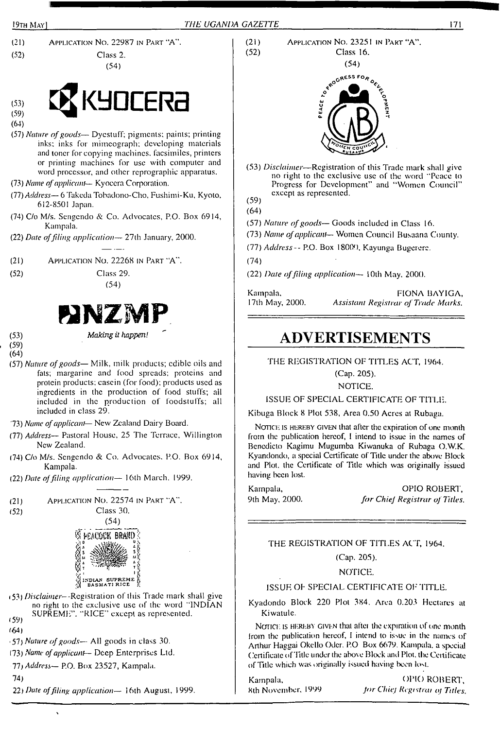(21) APPLICATION No. 22987 IN PART "A".

(52) Class 2.

(54)

(53) KYOCERA

(59)

(64)

(57) *Nature of goods*— Dyestuff; pigments; paints; printing inks; inks for mimeograph; developing materials and toner for copying machines, facsimiles, printers or printing machines for use with computer and word processor, and other reprographic apparatus.

(73) *Name of applicant*— Kyocera Corporation.

(77) *Address*— 6 Takeda Tobadono-Cho, Fushimi-Ku, Kyoto, 612-8501 Japan.

(74) C/o M/s. Sengendo & Co. Advocates, P.O. Box 6914, Kampala.

(22) *Date of filing application*— 27th January, 2000.

---

(21) APPLICATION No. 22268 IN PART "A".

(52) Class 29.

(54)

NZMP

(53) *Making it happen!*

(59)

(64)

(57) *Nature of goods*— Milk, milk products; edible oils and fats; margarine and food spreads; proteins and protein products; casein (for food); products used as ingredients in the production of food stuffs; all included in the production of foodstuffs; all included in class 29.

(73) *Name of applicant*— New Zealand Dairy Board.

(77) *Address*— Pastoral House, 25 The Terrace, Willington New Zealand.

(74) C/o M/s. Sengendo & Co. Advocates, P.O. Box 6914, Kampala.

(22) *Date of filing application*— 16th March, 1999.

---

(21) APPLICATION No. 22574 IN PART "A".

(52) Class 30.

(54)

PEACOCK BRAND — INDIAN SUPREME BASMATI RICE

(53) *Disclaimer*—Registration of this Trade mark shall give no right to the exclusive use of the word "INDIAN SUPREME", "RICE" except as represented.

(59)

(64)

(57) *Nature of goods*— All goods in class 30.

(73) *Name of applicant*— Deep Enterprises Ltd.

(77) *Address*— P.O. Box 23527, Kampala.

(74)

(22) *Date of filing application*— 16th August, 1999.

---

(21) APPLICATION No. 23251 IN PART "A".

(52) Class 16.

(54)

PEACE TO PROGRESS FOR DEVELOPMENT — WB — WOMEN COUNCIL BUSAANA

(53) *Disclaimer*—Registration of this Trade mark shall give no right to the exclusive use of the word "Peace to Progress for Development" and "Women Council" except as represented.

(59)

(64)

(57) *Nature of goods*— Goods included in Class 16.

(73) *Name of applicant*— Women Council Busaana County.

(77) *Address*— P.O. Box 18000, Kayunga Bugerere.

(74)

(22) *Date of filing application*— 10th May, 2000.

Kampala, 17th May, 2000.

FIONA BAYIGA, *Assistant Registrar of Trade Marks.*

# ADVERTISEMENTS

THE REGISTRATION OF TITLES ACT, 1964.

(Cap. 205).

NOTICE.

ISSUE OF SPECIAL CERTIFICATE OF TITLE.

Kibuga Block 8 Plot 538, Area 0.50 Acres at Rubaga.

NOTICE IS HEREBY GIVEN that after the expiration of one month from the publication hereof, I intend to issue in the names of Benedicto Kagimu Mugumba Kiwanuka of Rubaga O.W.K. Kyandondo, a special Certificate of Title under the above Block and Plot, the Certificate of Title which was originally issued having been lost.

Kampala, 9th May, 2000.

OPIO ROBERT, *for Chief Registrar of Titles.*

---

THE REGISTRATION OF TITLES ACT, 1964.

(Cap. 205).

NOTICE.

ISSUE OF SPECIAL CERTIFICATE OF TITLE.

Kyadondo Block 220 Plot 384, Area 0.203 Hectares at Kiwatule.

NOTICE IS HEREBY GIVEN that after the expiration of one month from the publication hereof, I intend to issue in the names of Arthur Haggai Okello Oder, P.O Box 6679, Kampala, a special Certificate of Title under the above Block and Plot, the Certificate of Title which was originally issued having been lost.

Kampala, 8th November, 1999

OPIO ROBERT, *for Chief Registrar of Titles.*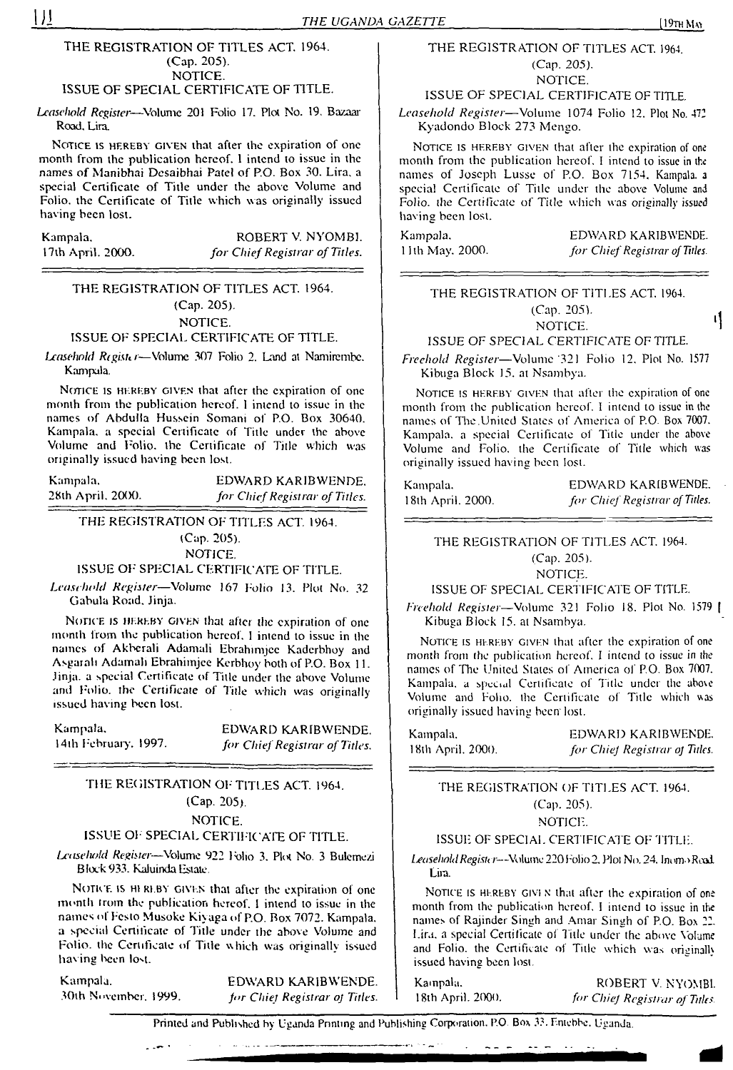THE REGISTRATION OF TITLES ACT. 1964.
(Cap. 205).
NOTICE.
ISSUE OF SPECIAL CERTIFICATE OF TITLE.

*Leasehold Register*—Volume 201 Folio 17. Plot No. 19. Bazaar Road. Lira.

NOTICE IS HEREBY GIVEN that after the expiration of one month from the publication hereof. I intend to issue in the names of Manibhai Desaibhai Patel of P.O. Box 30. Lira. a special Certificate of Title under the above Volume and Folio. the Certificate of Title which was originally issued having been lost.

Kampala, 17th April. 2000.

ROBERT V. NYOMBI.
*for Chief Registrar of Titles.*

---

THE REGISTRATION OF TITLES ACT. 1964.
(Cap. 205).
NOTICE.
ISSUE OF SPECIAL CERTIFICATE OF TITLE.

*Leasehold Register*—Volume 307 Folio 2. Land at Namirembe. Kampala.

NOTICE IS HEREBY GIVEN that after the expiration of one month from the publication hereof. I intend to issue in the names of Abdulla Hussein Somani of P.O. Box 30640. Kampala, a special Certificate of Title under the above Volume and Folio. the Certificate of Title which was originally issued having been lost.

Kampala, 28th April. 2000.

EDWARD KARIBWENDE.
*for Chief Registrar of Titles.*

---

THE REGISTRATION OF TITLES ACT. 1964.
(Cap. 205).
NOTICE.
ISSUE OF SPECIAL CERTIFICATE OF TITLE.

*Leasehold Register*—Volume 167 Folio 13. Plot No. 32 Gabula Road. Jinja.

NOTICE IS HEREBY GIVEN that after the expiration of one month from the publication hereof. I intend to issue in the names of Akberali Adamali Ebrahimjee Kaderbhoy and Asgarali Adamali Ebrahimjee Kerbhoy both of P.O. Box 11. Jinja. a special Certificate of Title under the above Volume and Folio. the Certificate of Title which was originally issued having been lost.

Kampala, 14th February. 1997.

EDWARD KARIBWENDE.
*for Chief Registrar of Titles.*

---

THE REGISTRATION OF TITLES ACT. 1964.
(Cap. 205).
NOTICE.
ISSUE OF SPECIAL CERTIFICATE OF TITLE.

*Leasehold Register*—Volume 922 Folio 3. Plot No. 3 Bulemezi Block 933. Kaluinda Estate.

NOTICE IS HEREBY GIVEN that after the expiration of one month from the publication hereof. I intend to issue in the names of Festo Musoke Kiyaga of P.O. Box 7072. Kampala. a special Certificate of Title under the above Volume and Folio. the Certificate of Title which was originally issued having been lost.

Kampala, 30th November. 1999.

EDWARD KARIBWENDE.
*for Chief Registrar of Titles.*

---

THE REGISTRATION OF TITLES ACT. 1964.
(Cap. 205).
NOTICE.
ISSUE OF SPECIAL CERTIFICATE OF TITLE.

*Leasehold Register*—Volume 1074 Folio 12. Plot No. 472 Kyadondo Block 273 Mengo.

NOTICE IS HEREBY GIVEN that after the expiration of one month from the publication hereof. I intend to issue in the names of Joseph Lusse of P.O. Box 7154. Kampala. a special Certificate of Title under the above Volume and Folio. the Certificate of Title which was originally issued having been lost.

Kampala, 11th May. 2000.

EDWARD KARIBWENDE.
*for Chief Registrar of Titles.*

---

THE REGISTRATION OF TITLES ACT. 1964.
(Cap. 205).
NOTICE.
ISSUE OF SPECIAL CERTIFICATE OF TITLE.

*Freehold Register*—Volume 321 Folio 12. Plot No. 1577 Kibuga Block 15. at Nsambya.

NOTICE IS HEREBY GIVEN that after the expiration of one month from the publication hereof. I intend to issue in the names of The United States of America of P.O. Box 7007. Kampala. a special Certificate of Title under the above Volume and Folio. the Certificate of Title which was originally issued having been lost.

Kampala, 18th April. 2000.

EDWARD KARIBWENDE.
*for Chief Registrar of Titles.*

---

THE REGISTRATION OF TITLES ACT. 1964.
(Cap. 205).
NOTICE.
ISSUE OF SPECIAL CERTIFICATE OF TITLE.

*Freehold Register*—Volume 321 Folio 18. Plot No. 1579 Kibuga Block 15. at Nsambya.

NOTICE IS HEREBY GIVEN that after the expiration of one month from the publication hereof. I intend to issue in the names of The United States of America of P.O. Box 7007. Kampala. a special Certificate of Title under the above Volume and Folio. the Certificate of Title which was originally issued having been lost.

Kampala, 18th April. 2000.

EDWARD KARIBWENDE.
*for Chief Registrar of Titles.*

---

THE REGISTRATION OF TITLES ACT. 1964.
(Cap. 205).
NOTICE.
ISSUE OF SPECIAL CERTIFICATE OF TITLE.

*Leasehold Register*—Volume 220 Folio 2. Plot No. 24. Inomo Road Lira.

NOTICE IS HEREBY GIVEN that after the expiration of one month from the publication hereof. I intend to issue in the names of Rajinder Singh and Amar Singh of P.O. Box 22. Lira. a special Certificate of Title under the above Volume and Folio. the Certificate of Title which was originally issued having been lost.

Kampala, 18th April. 2000.

ROBERT V. NYOMBI.
*for Chief Registrar of Titles.*

---

Printed and Published by Uganda Printing and Publishing Corporation. P.O. Box 33. Entebbe. Uganda.